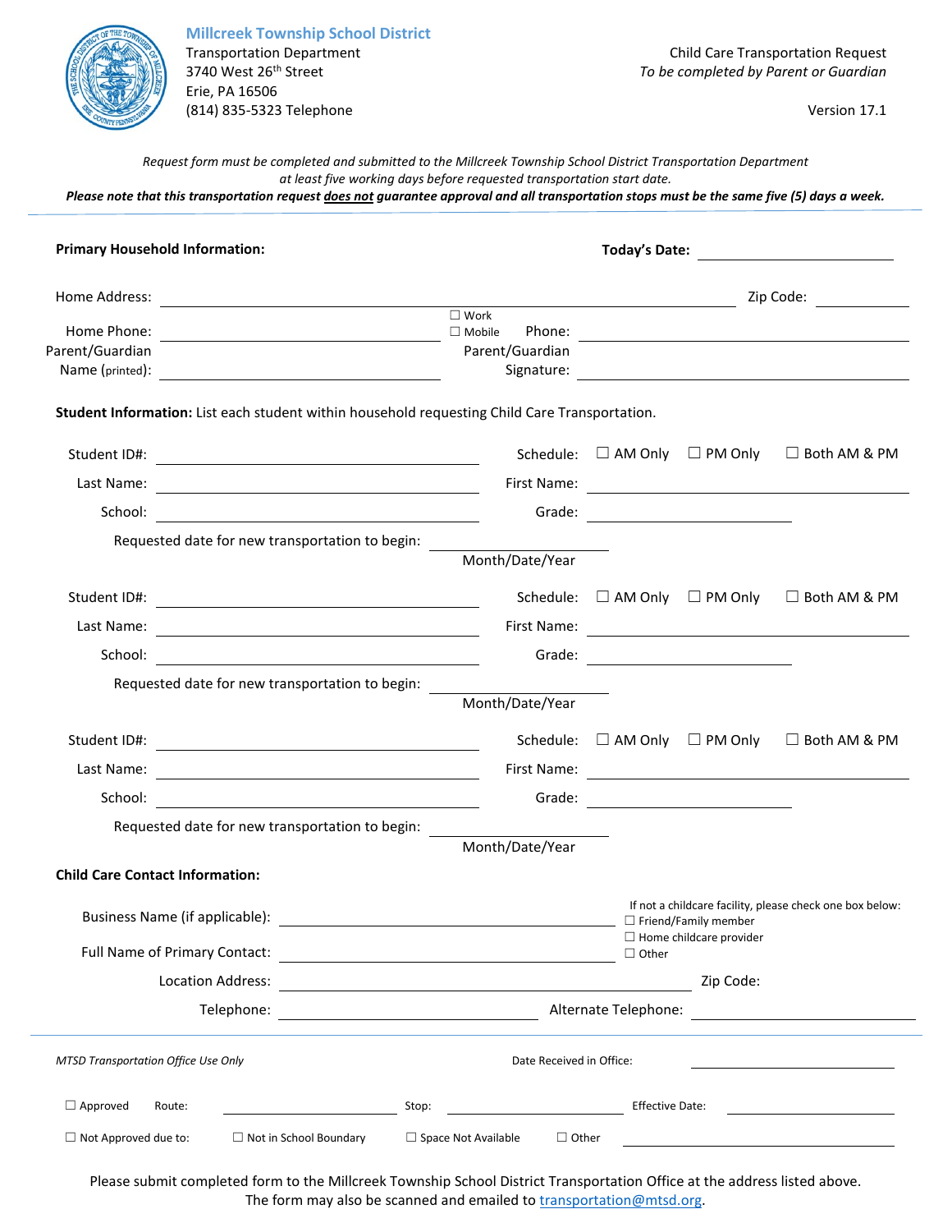**Millcreek Township School District**
Transportation Department
3740 West 26th Street
Erie, PA 16506
(814) 835-5323 Telephone

Child Care Transportation Request
*To be completed by Parent or Guardian*

Version 17.1

*Request form must be completed and submitted to the Millcreek Township School District Transportation Department at least five working days before requested transportation start date.*
***Please note that this transportation request does not guarantee approval and all transportation stops must be the same five (5) days a week.***

---

**Primary Household Information:** **Today's Date:** ____________

Home Address: ______________________________ Zip Code: __________

Home Phone: ______________ ☐ Work ☐ Mobile Phone: ______________

Parent/Guardian Name (printed): ______________ Parent/Guardian Signature: ______________

**Student Information:** List each student within household requesting Child Care Transportation.

Student ID#: ______________ Schedule: ☐ AM Only ☐ PM Only ☐ Both AM & PM

Last Name: ______________ First Name: ______________

School: ______________ Grade: ______________

Requested date for new transportation to begin: ______________
Month/Date/Year

Student ID#: ______________ Schedule: ☐ AM Only ☐ PM Only ☐ Both AM & PM

Last Name: ______________ First Name: ______________

School: ______________ Grade: ______________

Requested date for new transportation to begin: ______________
Month/Date/Year

Student ID#: ______________ Schedule: ☐ AM Only ☐ PM Only ☐ Both AM & PM

Last Name: ______________ First Name: ______________

School: ______________ Grade: ______________

Requested date for new transportation to begin: ______________
Month/Date/Year

**Child Care Contact Information:**

Business Name (if applicable): ______________

Full Name of Primary Contact: ______________

If not a childcare facility, please check one box below:
☐ Friend/Family member
☐ Home childcare provider
☐ Other

Location Address: ______________ Zip Code: __________

Telephone: ______________ Alternate Telephone: ______________

---

*MTSD Transportation Office Use Only* Date Received in Office: ______________

☐ Approved Route: ______________ Stop: ______________ Effective Date: ______________

☐ Not Approved due to: ☐ Not in School Boundary ☐ Space Not Available ☐ Other ______________

Please submit completed form to the Millcreek Township School District Transportation Office at the address listed above.
The form may also be scanned and emailed to transportation@mtsd.org.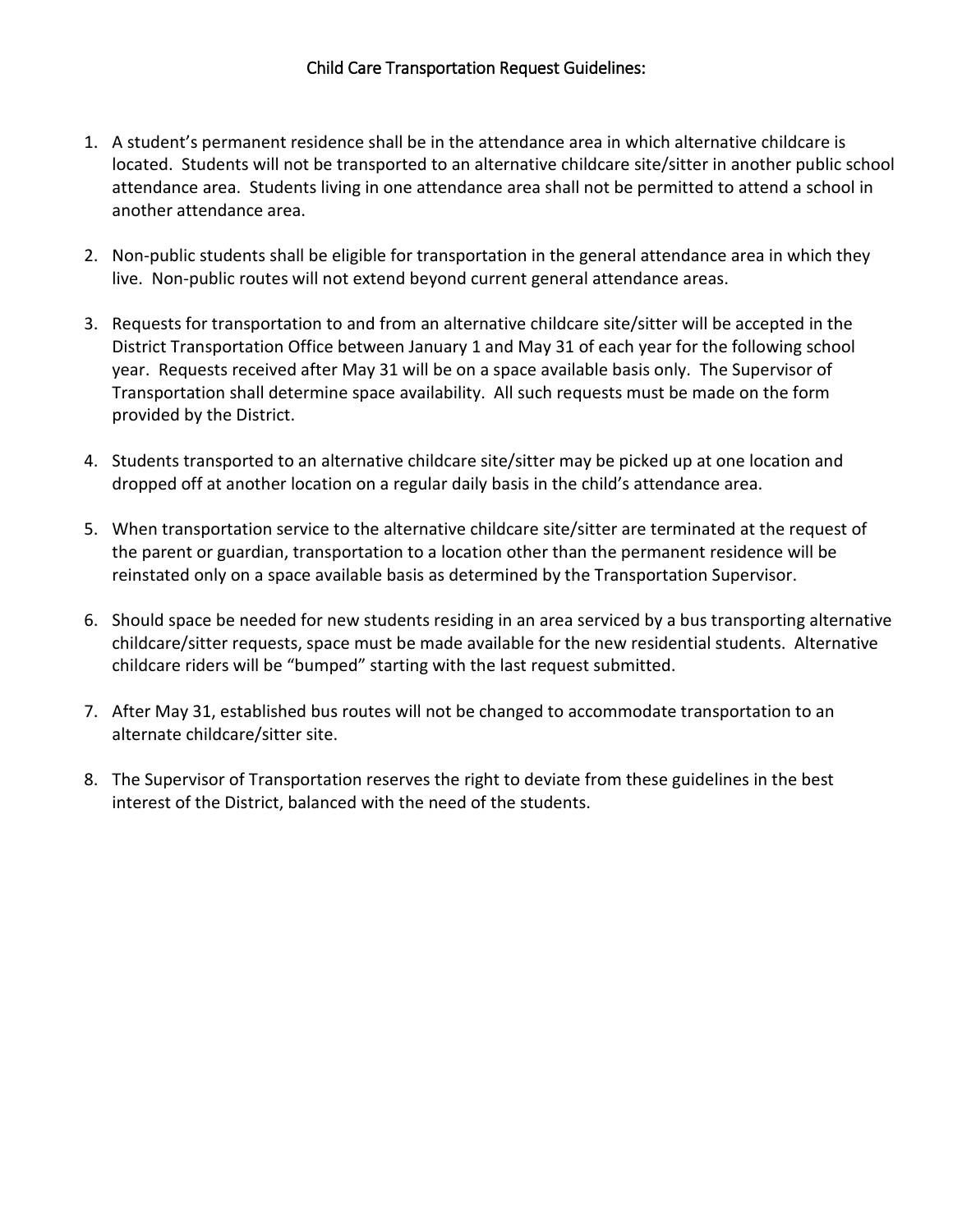## Child Care Transportation Request Guidelines:

1. A student's permanent residence shall be in the attendance area in which alternative childcare is located. Students will not be transported to an alternative childcare site/sitter in another public school attendance area. Students living in one attendance area shall not be permitted to attend a school in another attendance area.

2. Non-public students shall be eligible for transportation in the general attendance area in which they live. Non-public routes will not extend beyond current general attendance areas.

3. Requests for transportation to and from an alternative childcare site/sitter will be accepted in the District Transportation Office between January 1 and May 31 of each year for the following school year. Requests received after May 31 will be on a space available basis only. The Supervisor of Transportation shall determine space availability. All such requests must be made on the form provided by the District.

4. Students transported to an alternative childcare site/sitter may be picked up at one location and dropped off at another location on a regular daily basis in the child's attendance area.

5. When transportation service to the alternative childcare site/sitter are terminated at the request of the parent or guardian, transportation to a location other than the permanent residence will be reinstated only on a space available basis as determined by the Transportation Supervisor.

6. Should space be needed for new students residing in an area serviced by a bus transporting alternative childcare/sitter requests, space must be made available for the new residential students. Alternative childcare riders will be "bumped" starting with the last request submitted.

7. After May 31, established bus routes will not be changed to accommodate transportation to an alternate childcare/sitter site.

8. The Supervisor of Transportation reserves the right to deviate from these guidelines in the best interest of the District, balanced with the need of the students.